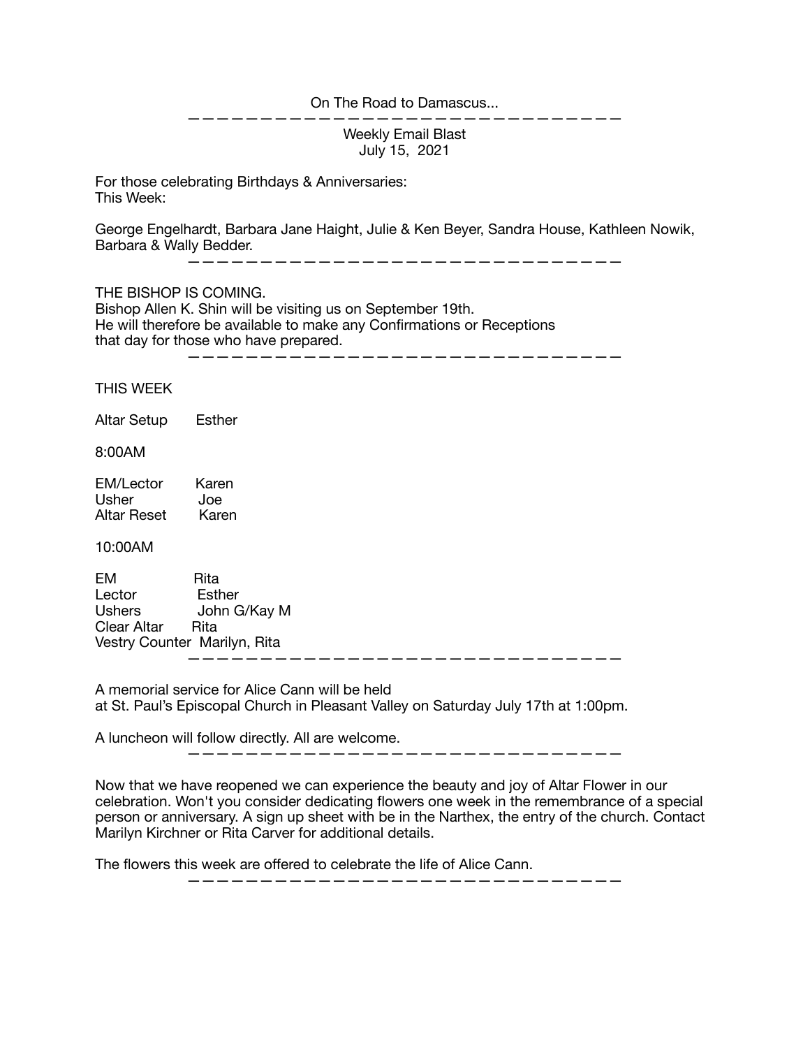On The Road to Damascus...

---

Weekly Email Blast
July 15, 2021

For those celebrating Birthdays & Anniversaries:
This Week:

George Engelhardt, Barbara Jane Haight, Julie & Ken Beyer, Sandra House, Kathleen Nowik, Barbara & Wally Bedder.

---

THE BISHOP IS COMING.
Bishop Allen K. Shin will be visiting us on September 19th.
He will therefore be available to make any Confirmations or Receptions
that day for those who have prepared.

---

THIS WEEK

Altar Setup Esther

8:00AM

EM/Lector Karen
Usher Joe
Altar Reset Karen

10:00AM

EM Rita
Lector Esther
Ushers John G/Kay M
Clear Altar Rita
Vestry Counter Marilyn, Rita

---

A memorial service for Alice Cann will be held
at St. Paul's Episcopal Church in Pleasant Valley on Saturday July 17th at 1:00pm.

A luncheon will follow directly. All are welcome.

---

Now that we have reopened we can experience the beauty and joy of Altar Flower in our celebration. Won't you consider dedicating flowers one week in the remembrance of a special person or anniversary. A sign up sheet with be in the Narthex, the entry of the church. Contact Marilyn Kirchner or Rita Carver for additional details.

The flowers this week are offered to celebrate the life of Alice Cann.

---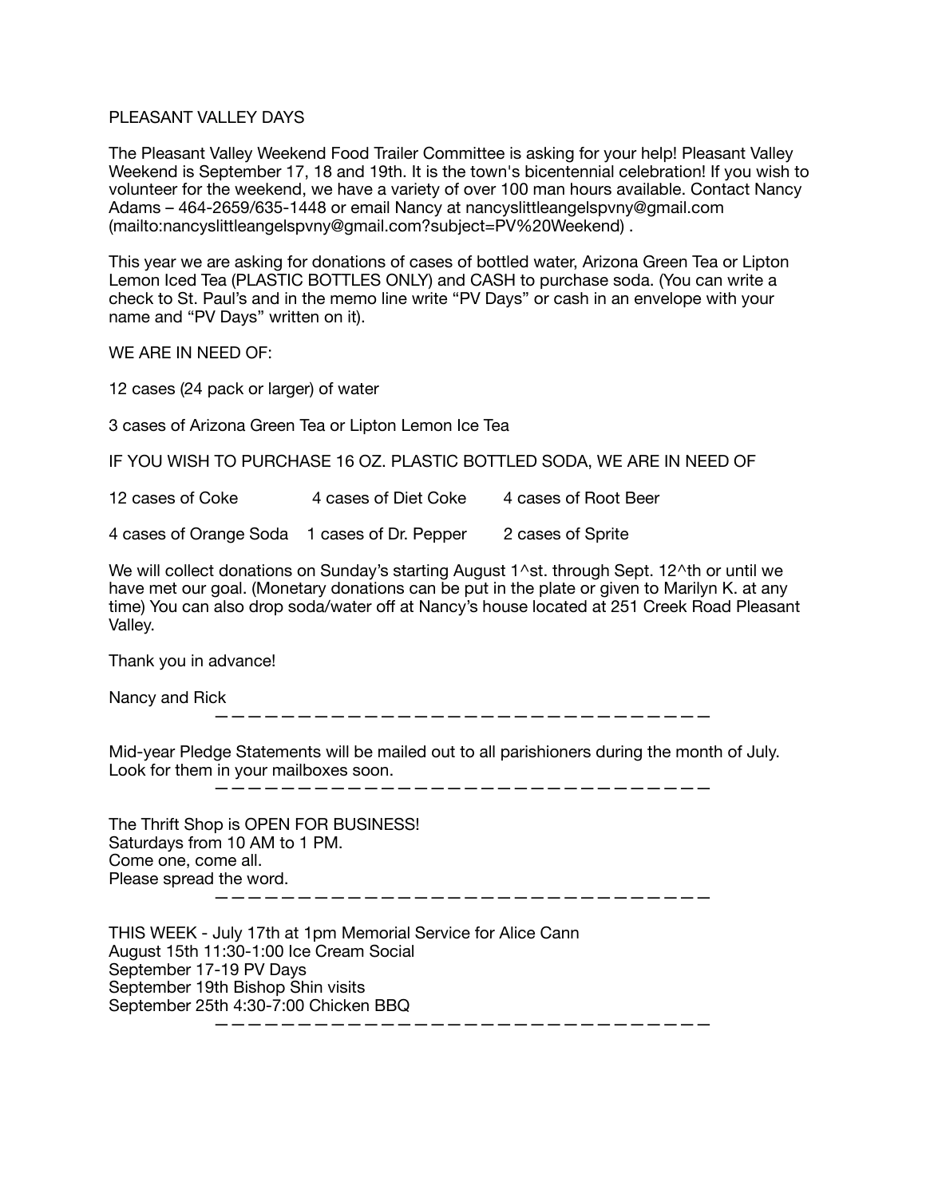PLEASANT VALLEY DAYS

The Pleasant Valley Weekend Food Trailer Committee is asking for your help! Pleasant Valley Weekend is September 17, 18 and 19th. It is the town's bicentennial celebration! If you wish to volunteer for the weekend, we have a variety of over 100 man hours available. Contact Nancy Adams – 464-2659/635-1448 or email Nancy at nancyslittleangelspvny@gmail.com (mailto:nancyslittleangelspvny@gmail.com?subject=PV%20Weekend) .

This year we are asking for donations of cases of bottled water, Arizona Green Tea or Lipton Lemon Iced Tea (PLASTIC BOTTLES ONLY) and CASH to purchase soda. (You can write a check to St. Paul's and in the memo line write "PV Days" or cash in an envelope with your name and "PV Days" written on it).

WE ARE IN NEED OF:

12 cases (24 pack or larger) of water

3 cases of Arizona Green Tea or Lipton Lemon Ice Tea

IF YOU WISH TO PURCHASE 16 OZ. PLASTIC BOTTLED SODA, WE ARE IN NEED OF

| | | |
|---|---|---|
| 12 cases of Coke | 4 cases of Diet Coke | 4 cases of Root Beer |
| 4 cases of Orange Soda | 1 cases of Dr. Pepper | 2 cases of Sprite |

We will collect donations on Sunday's starting August 1^st. through Sept. 12^th or until we have met our goal. (Monetary donations can be put in the plate or given to Marilyn K. at any time) You can also drop soda/water off at Nancy's house located at 251 Creek Road Pleasant Valley.

Thank you in advance!

Nancy and Rick

———————————————————————————————

Mid-year Pledge Statements will be mailed out to all parishioners during the month of July. Look for them in your mailboxes soon.

———————————————————————————————

The Thrift Shop is OPEN FOR BUSINESS!
Saturdays from 10 AM to 1 PM.
Come one, come all.
Please spread the word.

———————————————————————————————

THIS WEEK - July 17th at 1pm Memorial Service for Alice Cann
August 15th 11:30-1:00 Ice Cream Social
September 17-19 PV Days
September 19th Bishop Shin visits
September 25th 4:30-7:00 Chicken BBQ

———————————————————————————————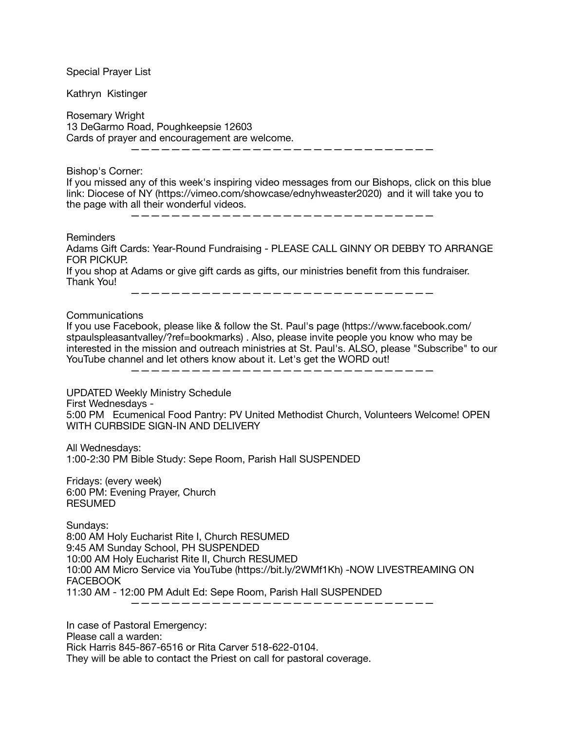Special Prayer List

Kathryn  Kistinger

Rosemary Wright
13 DeGarmo Road, Poughkeepsie 12603
Cards of prayer and encouragement are welcome.

———————————————————————————————

Bishop's Corner:
If you missed any of this week's inspiring video messages from our Bishops, click on this blue link: Diocese of NY (https://vimeo.com/showcase/ednyhweaster2020)  and it will take you to the page with all their wonderful videos.

———————————————————————————————

Reminders
Adams Gift Cards: Year-Round Fundraising - PLEASE CALL GINNY OR DEBBY TO ARRANGE FOR PICKUP.
If you shop at Adams or give gift cards as gifts, our ministries benefit from this fundraiser. Thank You!

———————————————————————————————

Communications
If you use Facebook, please like & follow the St. Paul's page (https://www.facebook.com/stpaulspleasantvalley/?ref=bookmarks) . Also, please invite people you know who may be interested in the mission and outreach ministries at St. Paul's. ALSO, please "Subscribe" to our YouTube channel and let others know about it. Let's get the WORD out!

———————————————————————————————

UPDATED Weekly Ministry Schedule
First Wednesdays -
5:00 PM   Ecumenical Food Pantry: PV United Methodist Church, Volunteers Welcome! OPEN WITH CURBSIDE SIGN-IN AND DELIVERY

All Wednesdays:
1:00-2:30 PM Bible Study: Sepe Room, Parish Hall SUSPENDED

Fridays: (every week)
6:00 PM: Evening Prayer, Church
RESUMED

Sundays:
8:00 AM Holy Eucharist Rite I, Church RESUMED
9:45 AM Sunday School, PH SUSPENDED
10:00 AM Holy Eucharist Rite II, Church RESUMED
10:00 AM Micro Service via YouTube (https://bit.ly/2WMf1Kh) -NOW LIVESTREAMING ON FACEBOOK
11:30 AM - 12:00 PM Adult Ed: Sepe Room, Parish Hall SUSPENDED

———————————————————————————————

In case of Pastoral Emergency:
Please call a warden:
Rick Harris 845-867-6516 or Rita Carver 518-622-0104.
They will be able to contact the Priest on call for pastoral coverage.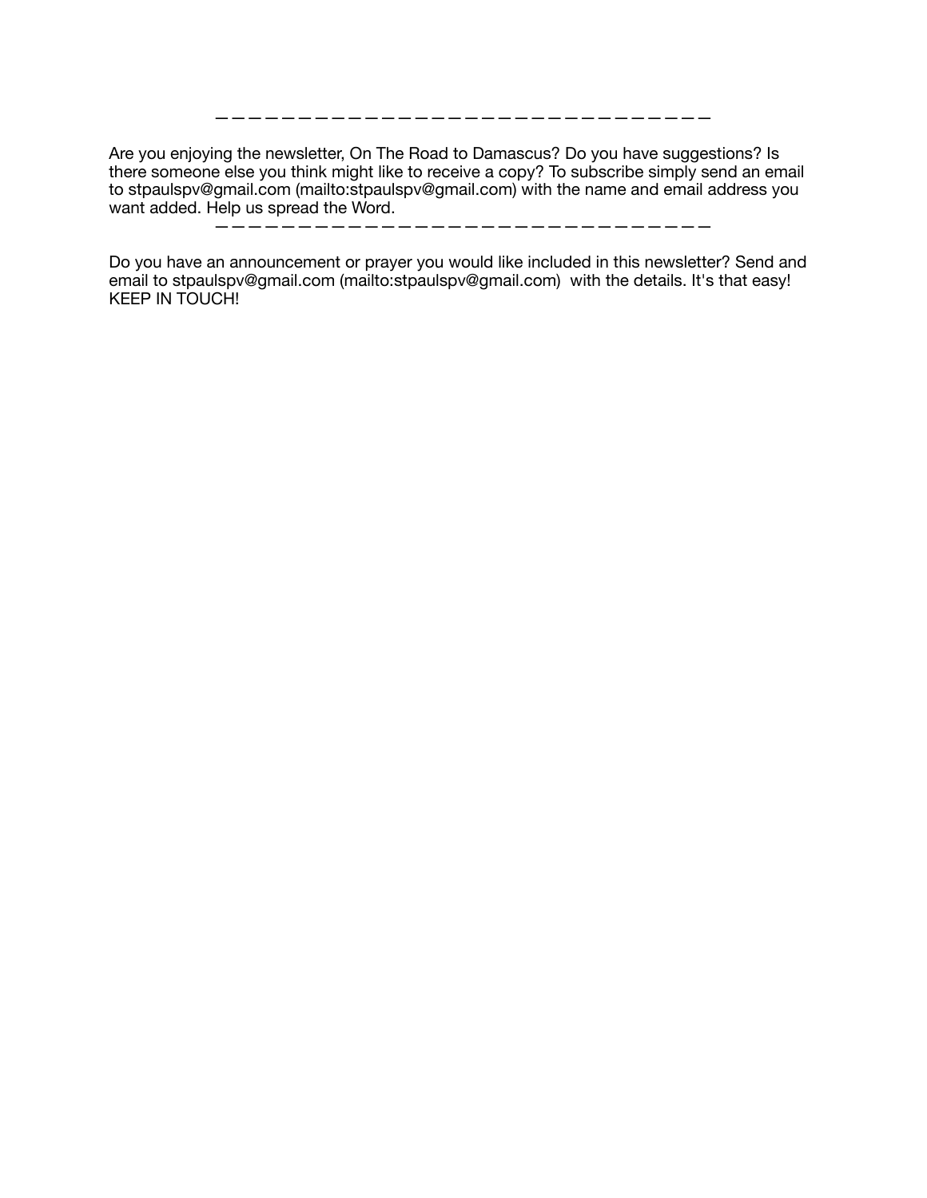———————————————————————————————

Are you enjoying the newsletter, On The Road to Damascus? Do you have suggestions? Is there someone else you think might like to receive a copy? To subscribe simply send an email to stpaulspv@gmail.com (mailto:stpaulspv@gmail.com) with the name and email address you want added. Help us spread the Word.

———————————————————————————————

Do you have an announcement or prayer you would like included in this newsletter? Send and email to stpaulspv@gmail.com (mailto:stpaulspv@gmail.com) with the details. It's that easy! KEEP IN TOUCH!